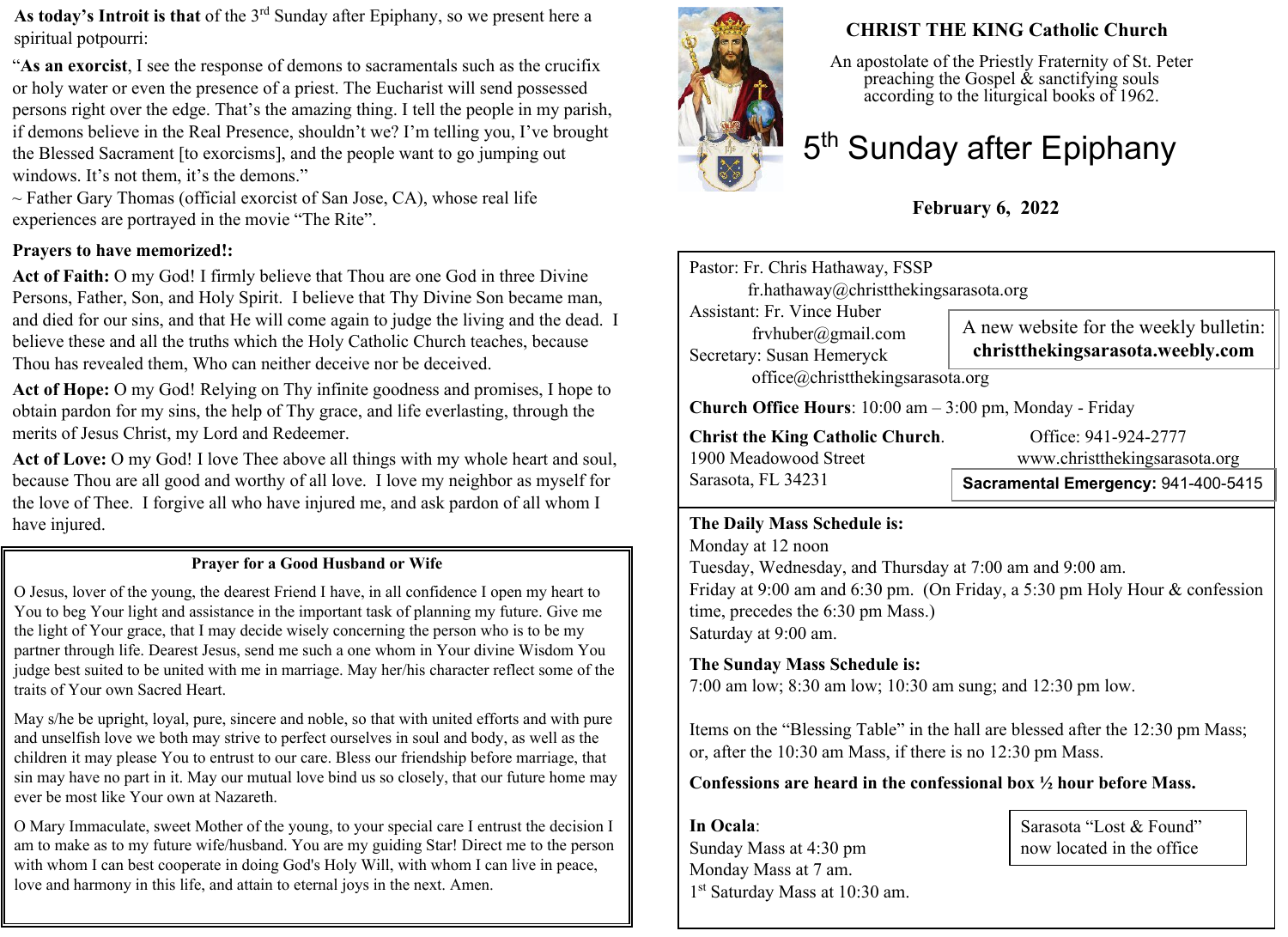As today's Introit is that of the 3rd Sunday after Epiphany, so we present here a spiritual potpourri:

"**As an exorcist**, I see the response of demons to sacramentals such as the crucifix or holy water or even the presence of a priest. The Eucharist will send possessed persons right over the edge. That's the amazing thing. I tell the people in my parish, if demons believe in the Real Presence, shouldn't we? I'm telling you, I've brought the Blessed Sacrament [to exorcisms], and the people want to go jumping out windows. It's not them, it's the demons."

~ Father Gary Thomas (official exorcist of San Jose, CA), whose real life experiences are portrayed in the movie "The Rite".

**Prayers to have memorized!:**

**Act of Faith:** O my God! I firmly believe that Thou are one God in three Divine Persons, Father, Son, and Holy Spirit. I believe that Thy Divine Son became man, and died for our sins, and that He will come again to judge the living and the dead. I believe these and all the truths which the Holy Catholic Church teaches, because Thou has revealed them, Who can neither deceive nor be deceived.

**Act of Hope:** O my God! Relying on Thy infinite goodness and promises, I hope to obtain pardon for my sins, the help of Thy grace, and life everlasting, through the merits of Jesus Christ, my Lord and Redeemer.

**Act of Love:** O my God! I love Thee above all things with my whole heart and soul, because Thou are all good and worthy of all love. I love my neighbor as myself for the love of Thee. I forgive all who have injured me, and ask pardon of all whom I have injured.

### Prayer for a Good Husband or Wife

O Jesus, lover of the young, the dearest Friend I have, in all confidence I open my heart to You to beg Your light and assistance in the important task of planning my future. Give me the light of Your grace, that I may decide wisely concerning the person who is to be my partner through life. Dearest Jesus, send me such a one whom in Your divine Wisdom You judge best suited to be united with me in marriage. May her/his character reflect some of the traits of Your own Sacred Heart.

May s/he be upright, loyal, pure, sincere and noble, so that with united efforts and with pure and unselfish love we both may strive to perfect ourselves in soul and body, as well as the children it may please You to entrust to our care. Bless our friendship before marriage, that sin may have no part in it. May our mutual love bind us so closely, that our future home may ever be most like Your own at Nazareth.

O Mary Immaculate, sweet Mother of the young, to your special care I entrust the decision I am to make as to my future wife/husband. You are my guiding Star! Direct me to the person with whom I can best cooperate in doing God's Holy Will, with whom I can live in peace, love and harmony in this life, and attain to eternal joys in the next. Amen.

## CHRIST THE KING Catholic Church

An apostolate of the Priestly Fraternity of St. Peter preaching the Gospel & sanctifying souls according to the liturgical books of 1962.

# 5th Sunday after Epiphany

**February 6, 2022**

Pastor: Fr. Chris Hathaway, FSSP
fr.hathaway@christthekingsarasota.org
Assistant: Fr. Vince Huber
frvhuber@gmail.com
Secretary: Susan Hemeryck
office@christthekingsarasota.org

A new website for the weekly bulletin: **christthekingsarasota.weebly.com**

**Church Office Hours**: 10:00 am – 3:00 pm, Monday - Friday

**Christ the King Catholic Church**.
1900 Meadowood Street
Sarasota, FL 34231

Office: 941-924-2777
www.christthekingsarasota.org

**Sacramental Emergency:** 941-400-5415

**The Daily Mass Schedule is:**
Monday at 12 noon
Tuesday, Wednesday, and Thursday at 7:00 am and 9:00 am.
Friday at 9:00 am and 6:30 pm. (On Friday, a 5:30 pm Holy Hour & confession time, precedes the 6:30 pm Mass.)
Saturday at 9:00 am.

**The Sunday Mass Schedule is:**
7:00 am low; 8:30 am low; 10:30 am sung; and 12:30 pm low.

Items on the "Blessing Table" in the hall are blessed after the 12:30 pm Mass; or, after the 10:30 am Mass, if there is no 12:30 pm Mass.

**Confessions are heard in the confessional box ½ hour before Mass.**

**In Ocala**:
Sunday Mass at 4:30 pm
Monday Mass at 7 am.
1st Saturday Mass at 10:30 am.

Sarasota "Lost & Found" now located in the office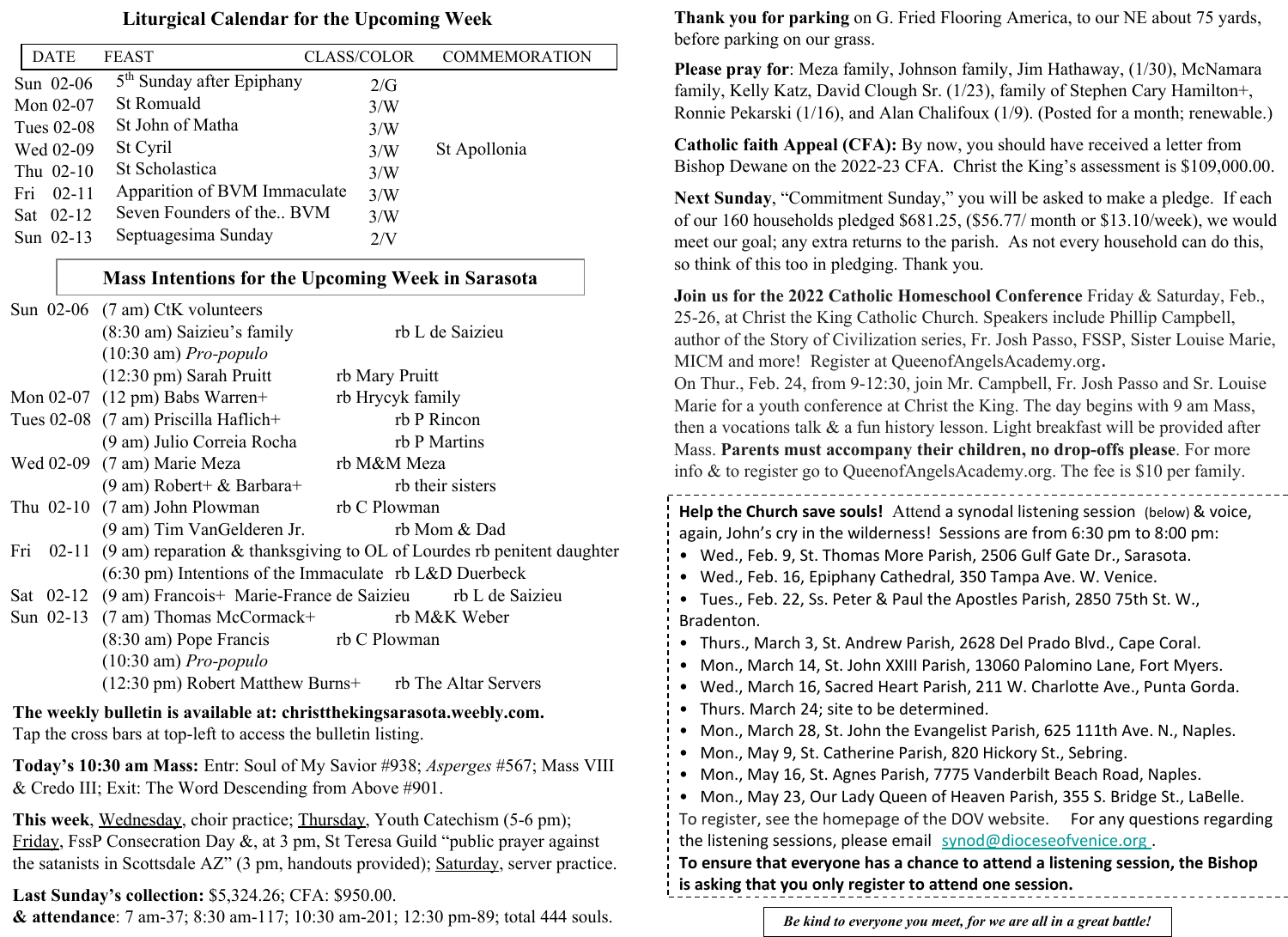## Liturgical Calendar for the Upcoming Week

| DATE | FEAST | CLASS/COLOR | COMMEMORATION |
|---|---|---|---|
| Sun 02-06 | 5th Sunday after Epiphany | 2/G | |
| Mon 02-07 | St Romuald | 3/W | |
| Tues 02-08 | St John of Matha | 3/W | |
| Wed 02-09 | St Cyril | 3/W | St Apollonia |
| Thu 02-10 | St Scholastica | 3/W | |
| Fri 02-11 | Apparition of BVM Immaculate | 3/W | |
| Sat 02-12 | Seven Founders of the.. BVM | 3/W | |
| Sun 02-13 | Septuagesima Sunday | 2/V | |

## Mass Intentions for the Upcoming Week in Sarasota

| | | |
|---|---|---|
| Sun 02-06 | (7 am) CtK volunteers | |
| | (8:30 am) Saizieu's family | rb L de Saizieu |
| | (10:30 am) *Pro-populo* | |
| | (12:30 pm) Sarah Pruitt | rb Mary Pruitt |
| Mon 02-07 | (12 pm) Babs Warren+ | rb Hrycyk family |
| Tues 02-08 | (7 am) Priscilla Haflich+ | rb P Rincon |
| | (9 am) Julio Correia Rocha | rb P Martins |
| Wed 02-09 | (7 am) Marie Meza | rb M&M Meza |
| | (9 am) Robert+ & Barbara+ | rb their sisters |
| Thu 02-10 | (7 am) John Plowman | rb C Plowman |
| | (9 am) Tim VanGelderen Jr. | rb Mom & Dad |
| Fri 02-11 | (9 am) reparation & thanksgiving to OL of Lourdes | rb penitent daughter |
| | (6:30 pm) Intentions of the Immaculate | rb L&D Duerbeck |
| Sat 02-12 | (9 am) Francois+ Marie-France de Saizieu | rb L de Saizieu |
| Sun 02-13 | (7 am) Thomas McCormack+ | rb M&K Weber |
| | (8:30 am) Pope Francis | rb C Plowman |
| | (10:30 am) *Pro-populo* | |
| | (12:30 pm) Robert Matthew Burns+ | rb The Altar Servers |

**The weekly bulletin is available at: christthekingsarasota.weebly.com.**
Tap the cross bars at top-left to access the bulletin listing.

**Today's 10:30 am Mass:** Entr: Soul of My Savior #938; *Asperges* #567; Mass VIII & Credo III; Exit: The Word Descending from Above #901.

**This week**, Wednesday, choir practice; Thursday, Youth Catechism (5-6 pm); Friday, FssP Consecration Day &, at 3 pm, St Teresa Guild "public prayer against the satanists in Scottsdale AZ" (3 pm, handouts provided); Saturday, server practice.

**Last Sunday's collection:** $5,324.26; CFA: $950.00.
**& attendance**: 7 am-37; 8:30 am-117; 10:30 am-201; 12:30 pm-89; total 444 souls.

**Thank you for parking** on G. Fried Flooring America, to our NE about 75 yards, before parking on our grass.

**Please pray for**: Meza family, Johnson family, Jim Hathaway, (1/30), McNamara family, Kelly Katz, David Clough Sr. (1/23), family of Stephen Cary Hamilton+, Ronnie Pekarski (1/16), and Alan Chalifoux (1/9). (Posted for a month; renewable.)

**Catholic faith Appeal (CFA):** By now, you should have received a letter from Bishop Dewane on the 2022-23 CFA. Christ the King's assessment is $109,000.00.

**Next Sunday**, "Commitment Sunday," you will be asked to make a pledge. If each of our 160 households pledged $681.25, ($56.77/ month or $13.10/week), we would meet our goal; any extra returns to the parish. As not every household can do this, so think of this too in pledging. Thank you.

**Join us for the 2022 Catholic Homeschool Conference** Friday & Saturday, Feb., 25-26, at Christ the King Catholic Church. Speakers include Phillip Campbell, author of the Story of Civilization series, Fr. Josh Passo, FSSP, Sister Louise Marie, MICM and more! Register at QueenofAngelsAcademy.org.
On Thur., Feb. 24, from 9-12:30, join Mr. Campbell, Fr. Josh Passo and Sr. Louise Marie for a youth conference at Christ the King. The day begins with 9 am Mass, then a vocations talk & a fun history lesson. Light breakfast will be provided after Mass. **Parents must accompany their children, no drop-offs please**. For more info & to register go to QueenofAngelsAcademy.org. The fee is $10 per family.

**Help the Church save souls!** Attend a synodal listening session (below) & voice, again, John's cry in the wilderness! Sessions are from 6:30 pm to 8:00 pm:

- Wed., Feb. 9, St. Thomas More Parish, 2506 Gulf Gate Dr., Sarasota.
- Wed., Feb. 16, Epiphany Cathedral, 350 Tampa Ave. W. Venice.
- Tues., Feb. 22, Ss. Peter & Paul the Apostles Parish, 2850 75th St. W., Bradenton.
- Thurs., March 3, St. Andrew Parish, 2628 Del Prado Blvd., Cape Coral.
- Mon., March 14, St. John XXIII Parish, 13060 Palomino Lane, Fort Myers.
- Wed., March 16, Sacred Heart Parish, 211 W. Charlotte Ave., Punta Gorda.
- Thurs. March 24; site to be determined.
- Mon., March 28, St. John the Evangelist Parish, 625 111th Ave. N., Naples.
- Mon., May 9, St. Catherine Parish, 820 Hickory St., Sebring.
- Mon., May 16, St. Agnes Parish, 7775 Vanderbilt Beach Road, Naples.
- Mon., May 23, Our Lady Queen of Heaven Parish, 355 S. Bridge St., LaBelle.

To register, see the homepage of the DOV website. For any questions regarding the listening sessions, please email synod@dioceseofvenice.org.
**To ensure that everyone has a chance to attend a listening session, the Bishop is asking that you only register to attend one session.**

***Be kind to everyone you meet, for we are all in a great battle!***